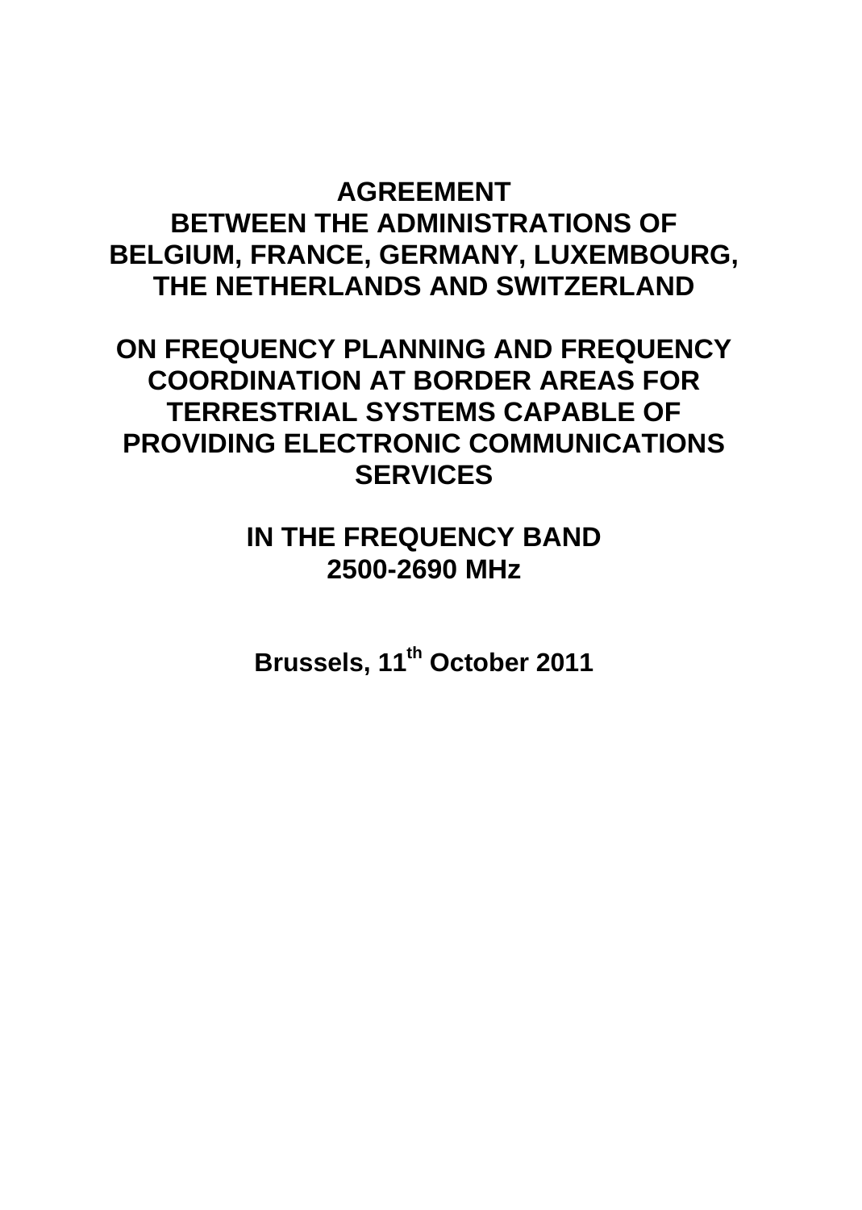# AGREEMENT
# BETWEEN THE ADMINISTRATIONS OF BELGIUM, FRANCE, GERMANY, LUXEMBOURG, THE NETHERLANDS AND SWITZERLAND

# ON FREQUENCY PLANNING AND FREQUENCY COORDINATION AT BORDER AREAS FOR TERRESTRIAL SYSTEMS CAPABLE OF PROVIDING ELECTRONIC COMMUNICATIONS SERVICES

# IN THE FREQUENCY BAND 2500-2690 MHz

**Brussels, 11th October 2011**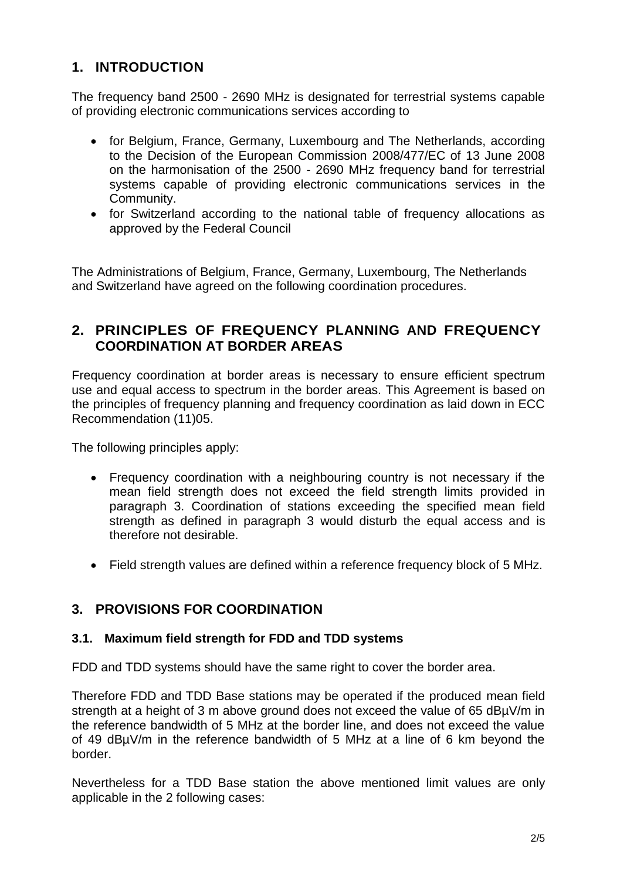## 1. INTRODUCTION

The frequency band 2500 - 2690 MHz is designated for terrestrial systems capable of providing electronic communications services according to

- for Belgium, France, Germany, Luxembourg and The Netherlands, according to the Decision of the European Commission 2008/477/EC of 13 June 2008 on the harmonisation of the 2500 - 2690 MHz frequency band for terrestrial systems capable of providing electronic communications services in the Community.
- for Switzerland according to the national table of frequency allocations as approved by the Federal Council

The Administrations of Belgium, France, Germany, Luxembourg, The Netherlands and Switzerland have agreed on the following coordination procedures.

## 2. PRINCIPLES OF FREQUENCY PLANNING AND FREQUENCY COORDINATION AT BORDER AREAS

Frequency coordination at border areas is necessary to ensure efficient spectrum use and equal access to spectrum in the border areas. This Agreement is based on the principles of frequency planning and frequency coordination as laid down in ECC Recommendation (11)05.

The following principles apply:

- Frequency coordination with a neighbouring country is not necessary if the mean field strength does not exceed the field strength limits provided in paragraph 3. Coordination of stations exceeding the specified mean field strength as defined in paragraph 3 would disturb the equal access and is therefore not desirable.
- Field strength values are defined within a reference frequency block of 5 MHz.

## 3. PROVISIONS FOR COORDINATION

### 3.1. Maximum field strength for FDD and TDD systems

FDD and TDD systems should have the same right to cover the border area.

Therefore FDD and TDD Base stations may be operated if the produced mean field strength at a height of 3 m above ground does not exceed the value of 65 dBµV/m in the reference bandwidth of 5 MHz at the border line, and does not exceed the value of 49 dBµV/m in the reference bandwidth of 5 MHz at a line of 6 km beyond the border.

Nevertheless for a TDD Base station the above mentioned limit values are only applicable in the 2 following cases: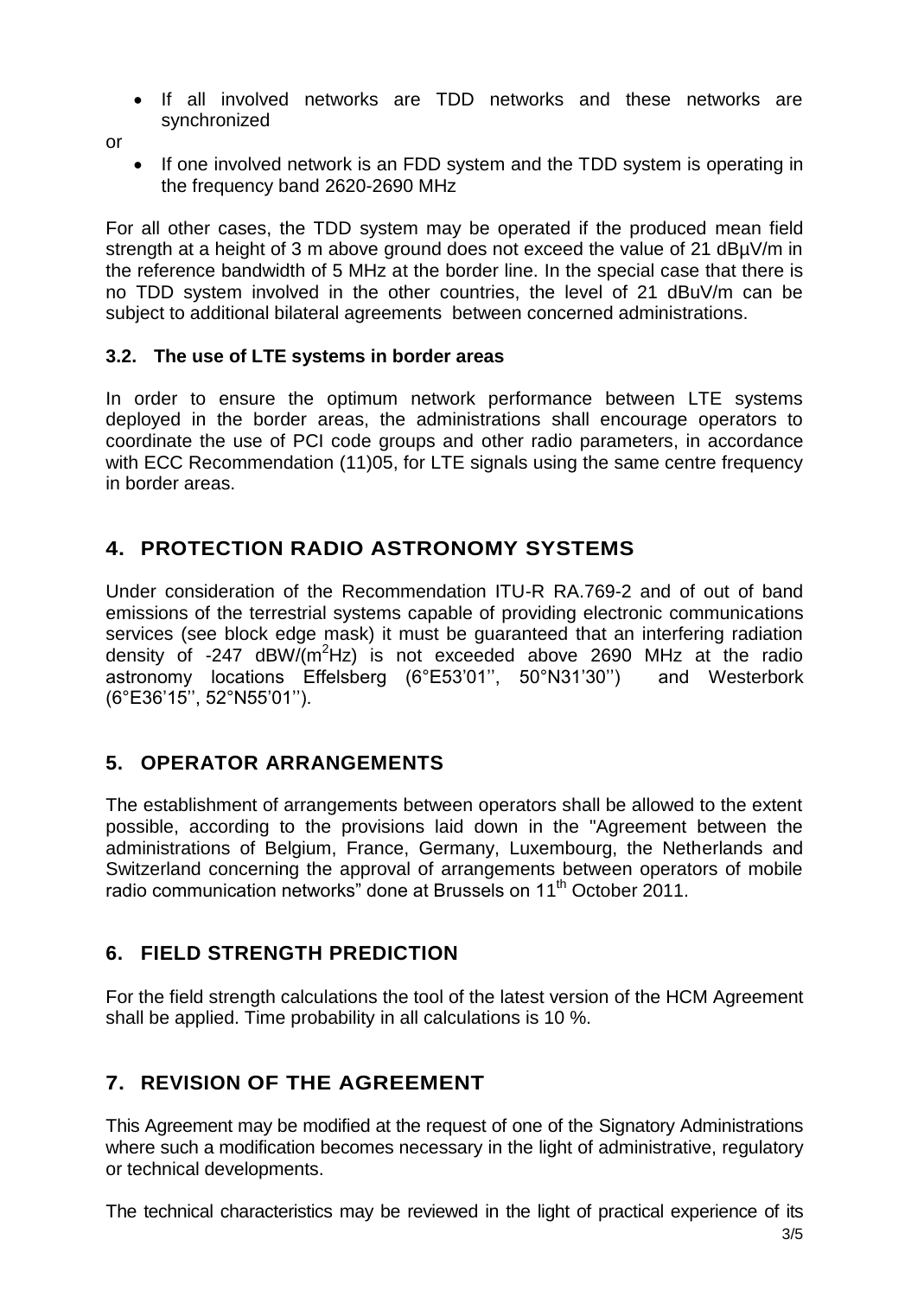- If all involved networks are TDD networks and these networks are synchronized

or

- If one involved network is an FDD system and the TDD system is operating in the frequency band 2620-2690 MHz

For all other cases, the TDD system may be operated if the produced mean field strength at a height of 3 m above ground does not exceed the value of 21 dBµV/m in the reference bandwidth of 5 MHz at the border line. In the special case that there is no TDD system involved in the other countries, the level of 21 dBuV/m can be subject to additional bilateral agreements between concerned administrations.

### 3.2. The use of LTE systems in border areas

In order to ensure the optimum network performance between LTE systems deployed in the border areas, the administrations shall encourage operators to coordinate the use of PCI code groups and other radio parameters, in accordance with ECC Recommendation (11)05, for LTE signals using the same centre frequency in border areas.

## 4. PROTECTION RADIO ASTRONOMY SYSTEMS

Under consideration of the Recommendation ITU-R RA.769-2 and of out of band emissions of the terrestrial systems capable of providing electronic communications services (see block edge mask) it must be guaranteed that an interfering radiation density of -247 dBW/($m^2$Hz) is not exceeded above 2690 MHz at the radio astronomy locations Effelsberg (6°E53'01'', 50°N31'30'') and Westerbork (6°E36'15'', 52°N55'01'').

## 5. OPERATOR ARRANGEMENTS

The establishment of arrangements between operators shall be allowed to the extent possible, according to the provisions laid down in the "Agreement between the administrations of Belgium, France, Germany, Luxembourg, the Netherlands and Switzerland concerning the approval of arrangements between operators of mobile radio communication networks" done at Brussels on 11th October 2011.

## 6. FIELD STRENGTH PREDICTION

For the field strength calculations the tool of the latest version of the HCM Agreement shall be applied. Time probability in all calculations is 10 %.

## 7. REVISION OF THE AGREEMENT

This Agreement may be modified at the request of one of the Signatory Administrations where such a modification becomes necessary in the light of administrative, regulatory or technical developments.

The technical characteristics may be reviewed in the light of practical experience of its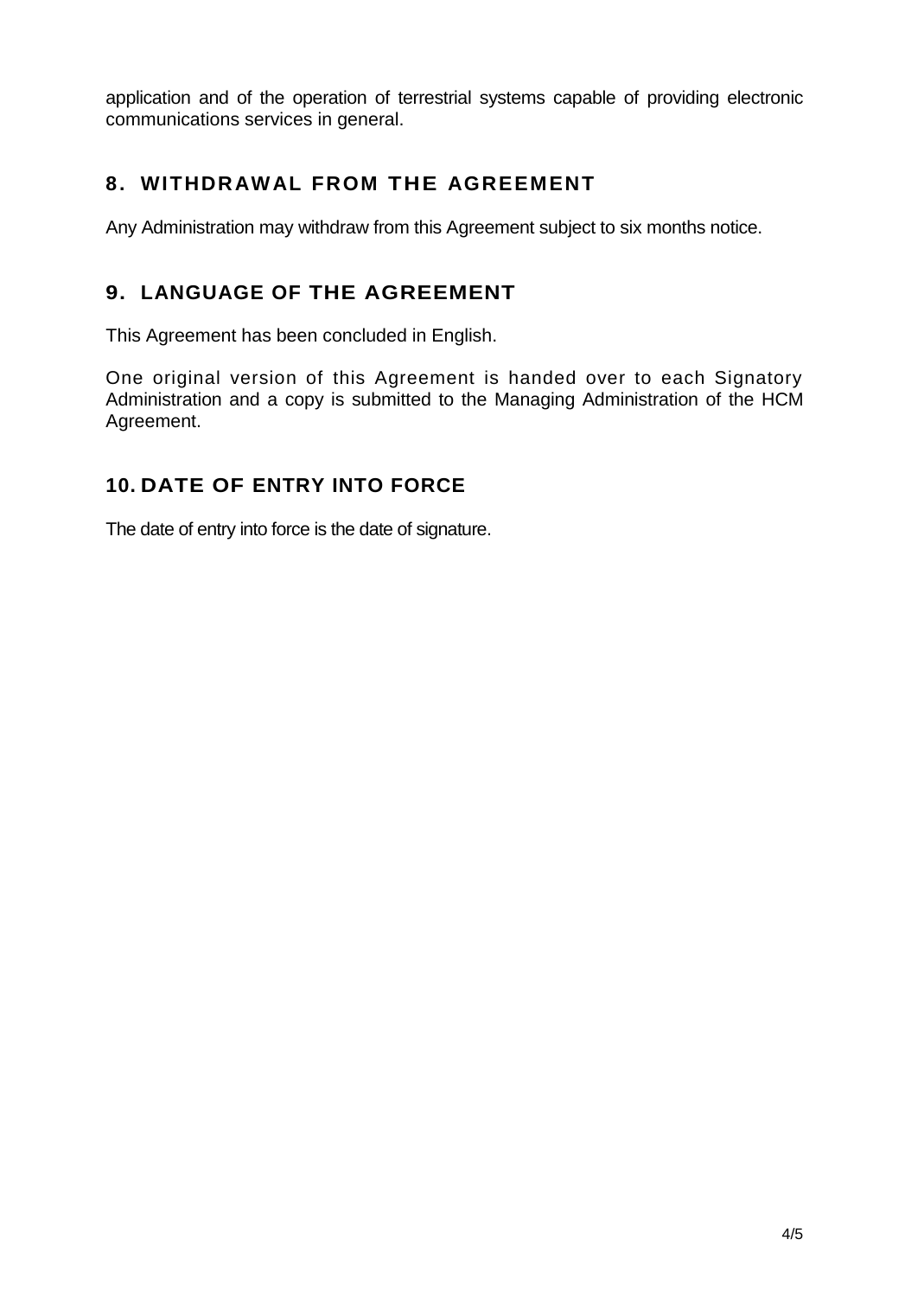application and of the operation of terrestrial systems capable of providing electronic communications services in general.

## 8. WITHDRAWAL FROM THE AGREEMENT

Any Administration may withdraw from this Agreement subject to six months notice.

## 9. LANGUAGE OF THE AGREEMENT

This Agreement has been concluded in English.

One original version of this Agreement is handed over to each Signatory Administration and a copy is submitted to the Managing Administration of the HCM Agreement.

## 10. DATE OF ENTRY INTO FORCE

The date of entry into force is the date of signature.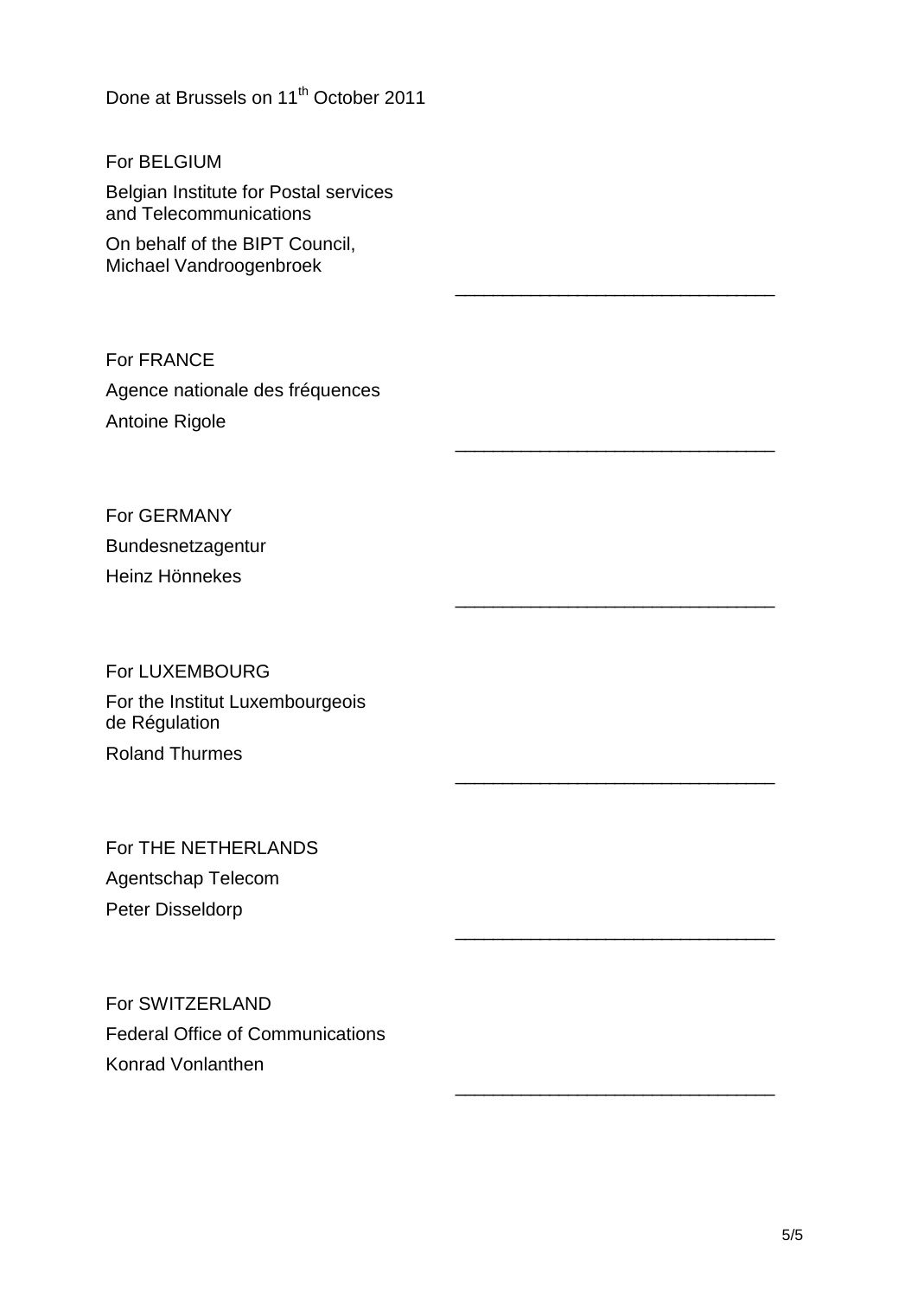Done at Brussels on 11th October 2011

For BELGIUM

Belgian Institute for Postal services and Telecommunications

On behalf of the BIPT Council,
Michael Vandroogenbroek

_______________________________

For FRANCE

Agence nationale des fréquences

Antoine Rigole

_______________________________

For GERMANY

Bundesnetzagentur

Heinz Hönnekes

_______________________________

For LUXEMBOURG

For the Institut Luxembourgeois de Régulation

Roland Thurmes

_______________________________

For THE NETHERLANDS

Agentschap Telecom

Peter Disseldorp

_______________________________

For SWITZERLAND

Federal Office of Communications

Konrad Vonlanthen

_______________________________